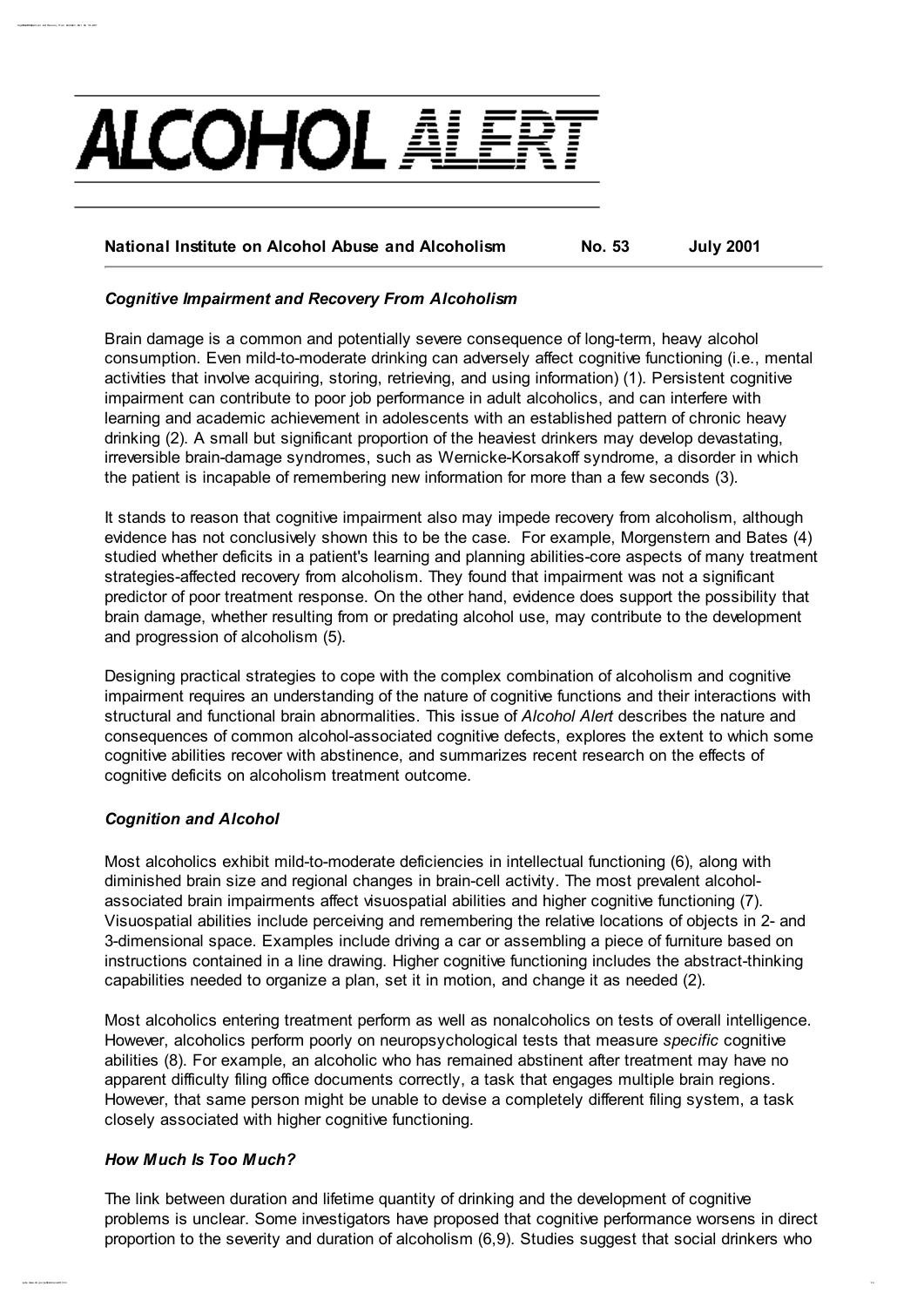# ALCOHOL ALERT

**National Institute on Alcohol Abuse and Alcoholism** **No. 53** **July 2001**

### *Cognitive Impairment and Recovery From Alcoholism*

Brain damage is a common and potentially severe consequence of long-term, heavy alcohol consumption. Even mild-to-moderate drinking can adversely affect cognitive functioning (i.e., mental activities that involve acquiring, storing, retrieving, and using information) (1). Persistent cognitive impairment can contribute to poor job performance in adult alcoholics, and can interfere with learning and academic achievement in adolescents with an established pattern of chronic heavy drinking (2). A small but significant proportion of the heaviest drinkers may develop devastating, irreversible brain-damage syndromes, such as Wernicke-Korsakoff syndrome, a disorder in which the patient is incapable of remembering new information for more than a few seconds (3).

It stands to reason that cognitive impairment also may impede recovery from alcoholism, although evidence has not conclusively shown this to be the case. For example, Morgenstern and Bates (4) studied whether deficits in a patient's learning and planning abilities-core aspects of many treatment strategies-affected recovery from alcoholism. They found that impairment was not a significant predictor of poor treatment response. On the other hand, evidence does support the possibility that brain damage, whether resulting from or predating alcohol use, may contribute to the development and progression of alcoholism (5).

Designing practical strategies to cope with the complex combination of alcoholism and cognitive impairment requires an understanding of the nature of cognitive functions and their interactions with structural and functional brain abnormalities. This issue of *Alcohol Alert* describes the nature and consequences of common alcohol-associated cognitive defects, explores the extent to which some cognitive abilities recover with abstinence, and summarizes recent research on the effects of cognitive deficits on alcoholism treatment outcome.

### *Cognition and Alcohol*

Most alcoholics exhibit mild-to-moderate deficiencies in intellectual functioning (6), along with diminished brain size and regional changes in brain-cell activity. The most prevalent alcohol-associated brain impairments affect visuospatial abilities and higher cognitive functioning (7). Visuospatial abilities include perceiving and remembering the relative locations of objects in 2- and 3-dimensional space. Examples include driving a car or assembling a piece of furniture based on instructions contained in a line drawing. Higher cognitive functioning includes the abstract-thinking capabilities needed to organize a plan, set it in motion, and change it as needed (2).

Most alcoholics entering treatment perform as well as nonalcoholics on tests of overall intelligence. However, alcoholics perform poorly on neuropsychological tests that measure *specific* cognitive abilities (8). For example, an alcoholic who has remained abstinent after treatment may have no apparent difficulty filing office documents correctly, a task that engages multiple brain regions. However, that same person might be unable to devise a completely different filing system, a task closely associated with higher cognitive functioning.

### *How Much Is Too Much?*

The link between duration and lifetime quantity of drinking and the development of cognitive problems is unclear. Some investigators have proposed that cognitive performance worsens in direct proportion to the severity and duration of alcoholism (6,9). Studies suggest that social drinkers who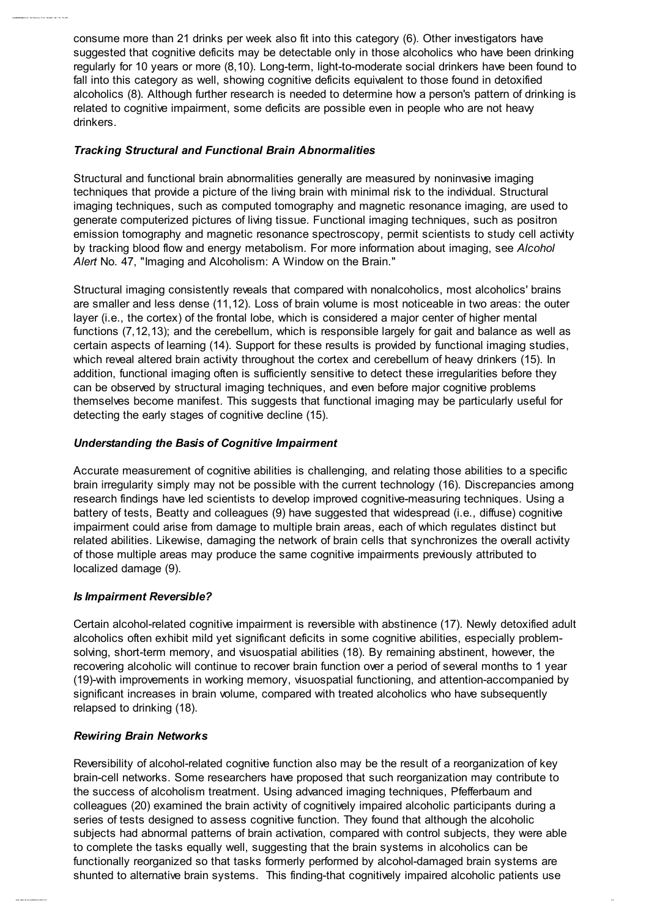consume more than 21 drinks per week also fit into this category (6). Other investigators have suggested that cognitive deficits may be detectable only in those alcoholics who have been drinking regularly for 10 years or more (8,10). Long-term, light-to-moderate social drinkers have been found to fall into this category as well, showing cognitive deficits equivalent to those found in detoxified alcoholics (8). Although further research is needed to determine how a person's pattern of drinking is related to cognitive impairment, some deficits are possible even in people who are not heavy drinkers.

### *Tracking Structural and Functional Brain Abnormalities*

Structural and functional brain abnormalities generally are measured by noninvasive imaging techniques that provide a picture of the living brain with minimal risk to the individual. Structural imaging techniques, such as computed tomography and magnetic resonance imaging, are used to generate computerized pictures of living tissue. Functional imaging techniques, such as positron emission tomography and magnetic resonance spectroscopy, permit scientists to study cell activity by tracking blood flow and energy metabolism. For more information about imaging, see *Alcohol Alert* No. 47, "Imaging and Alcoholism: A Window on the Brain."

Structural imaging consistently reveals that compared with nonalcoholics, most alcoholics' brains are smaller and less dense (11,12). Loss of brain volume is most noticeable in two areas: the outer layer (i.e., the cortex) of the frontal lobe, which is considered a major center of higher mental functions (7,12,13); and the cerebellum, which is responsible largely for gait and balance as well as certain aspects of learning (14). Support for these results is provided by functional imaging studies, which reveal altered brain activity throughout the cortex and cerebellum of heavy drinkers (15). In addition, functional imaging often is sufficiently sensitive to detect these irregularities before they can be observed by structural imaging techniques, and even before major cognitive problems themselves become manifest. This suggests that functional imaging may be particularly useful for detecting the early stages of cognitive decline (15).

### *Understanding the Basis of Cognitive Impairment*

Accurate measurement of cognitive abilities is challenging, and relating those abilities to a specific brain irregularity simply may not be possible with the current technology (16). Discrepancies among research findings have led scientists to develop improved cognitive-measuring techniques. Using a battery of tests, Beatty and colleagues (9) have suggested that widespread (i.e., diffuse) cognitive impairment could arise from damage to multiple brain areas, each of which regulates distinct but related abilities. Likewise, damaging the network of brain cells that synchronizes the overall activity of those multiple areas may produce the same cognitive impairments previously attributed to localized damage (9).

### *Is Impairment Reversible?*

Certain alcohol-related cognitive impairment is reversible with abstinence (17). Newly detoxified adult alcoholics often exhibit mild yet significant deficits in some cognitive abilities, especially problem-solving, short-term memory, and visuospatial abilities (18). By remaining abstinent, however, the recovering alcoholic will continue to recover brain function over a period of several months to 1 year (19)-with improvements in working memory, visuospatial functioning, and attention-accompanied by significant increases in brain volume, compared with treated alcoholics who have subsequently relapsed to drinking (18).

### *Rewiring Brain Networks*

Reversibility of alcohol-related cognitive function also may be the result of a reorganization of key brain-cell networks. Some researchers have proposed that such reorganization may contribute to the success of alcoholism treatment. Using advanced imaging techniques, Pfefferbaum and colleagues (20) examined the brain activity of cognitively impaired alcoholic participants during a series of tests designed to assess cognitive function. They found that although the alcoholic subjects had abnormal patterns of brain activation, compared with control subjects, they were able to complete the tasks equally well, suggesting that the brain systems in alcoholics can be functionally reorganized so that tasks formerly performed by alcohol-damaged brain systems are shunted to alternative brain systems. This finding-that cognitively impaired alcoholic patients use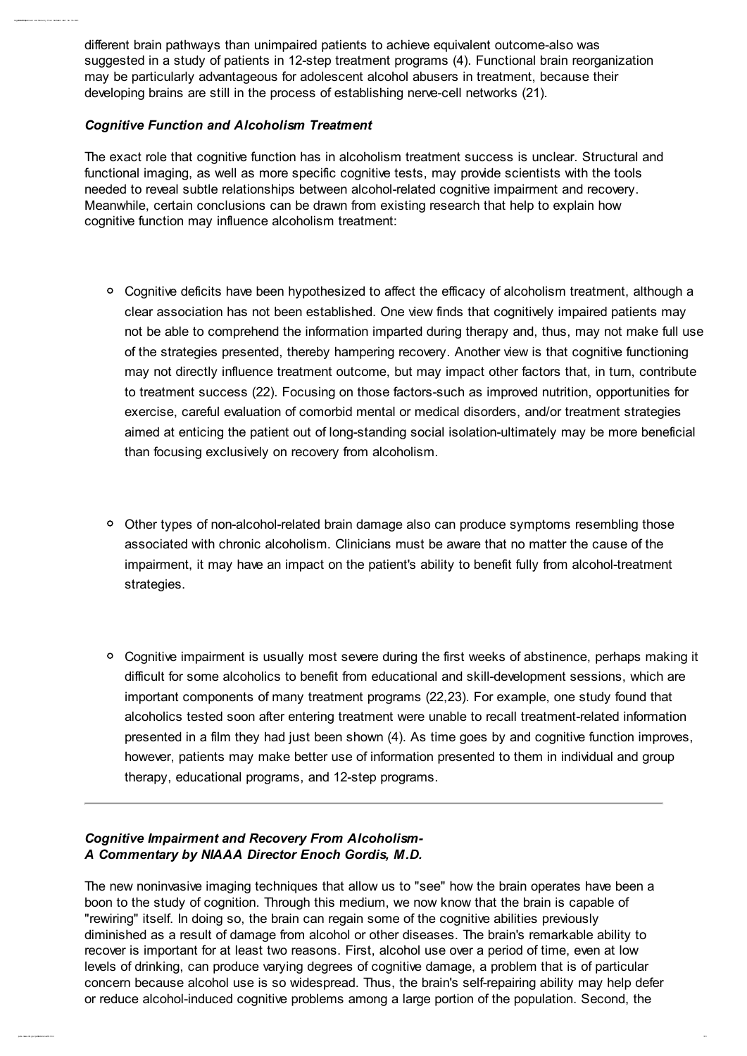different brain pathways than unimpaired patients to achieve equivalent outcome-also was suggested in a study of patients in 12-step treatment programs (4). Functional brain reorganization may be particularly advantageous for adolescent alcohol abusers in treatment, because their developing brains are still in the process of establishing nerve-cell networks (21).

### *Cognitive Function and Alcoholism Treatment*

The exact role that cognitive function has in alcoholism treatment success is unclear. Structural and functional imaging, as well as more specific cognitive tests, may provide scientists with the tools needed to reveal subtle relationships between alcohol-related cognitive impairment and recovery. Meanwhile, certain conclusions can be drawn from existing research that help to explain how cognitive function may influence alcoholism treatment:

- Cognitive deficits have been hypothesized to affect the efficacy of alcoholism treatment, although a clear association has not been established. One view finds that cognitively impaired patients may not be able to comprehend the information imparted during therapy and, thus, may not make full use of the strategies presented, thereby hampering recovery. Another view is that cognitive functioning may not directly influence treatment outcome, but may impact other factors that, in turn, contribute to treatment success (22). Focusing on those factors-such as improved nutrition, opportunities for exercise, careful evaluation of comorbid mental or medical disorders, and/or treatment strategies aimed at enticing the patient out of long-standing social isolation-ultimately may be more beneficial than focusing exclusively on recovery from alcoholism.

- Other types of non-alcohol-related brain damage also can produce symptoms resembling those associated with chronic alcoholism. Clinicians must be aware that no matter the cause of the impairment, it may have an impact on the patient's ability to benefit fully from alcohol-treatment strategies.

- Cognitive impairment is usually most severe during the first weeks of abstinence, perhaps making it difficult for some alcoholics to benefit from educational and skill-development sessions, which are important components of many treatment programs (22,23). For example, one study found that alcoholics tested soon after entering treatment were unable to recall treatment-related information presented in a film they had just been shown (4). As time goes by and cognitive function improves, however, patients may make better use of information presented to them in individual and group therapy, educational programs, and 12-step programs.

---

### *Cognitive Impairment and Recovery From Alcoholism- A Commentary by NIAAA Director Enoch Gordis, M.D.*

The new noninvasive imaging techniques that allow us to "see" how the brain operates have been a boon to the study of cognition. Through this medium, we now know that the brain is capable of "rewiring" itself. In doing so, the brain can regain some of the cognitive abilities previously diminished as a result of damage from alcohol or other diseases. The brain's remarkable ability to recover is important for at least two reasons. First, alcohol use over a period of time, even at low levels of drinking, can produce varying degrees of cognitive damage, a problem that is of particular concern because alcohol use is so widespread. Thus, the brain's self-repairing ability may help defer or reduce alcohol-induced cognitive problems among a large portion of the population. Second, the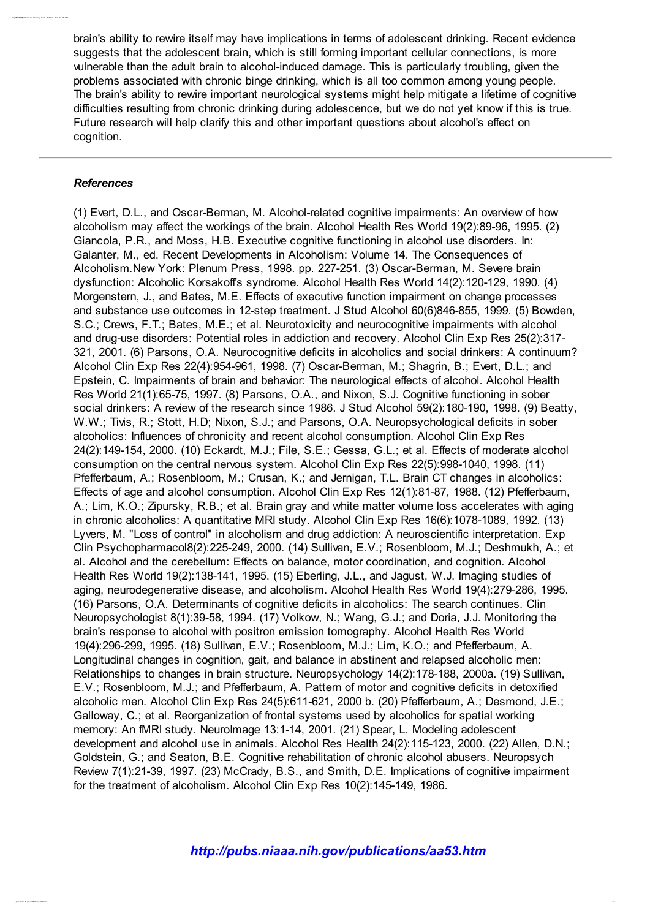brain's ability to rewire itself may have implications in terms of adolescent drinking. Recent evidence suggests that the adolescent brain, which is still forming important cellular connections, is more vulnerable than the adult brain to alcohol-induced damage. This is particularly troubling, given the problems associated with chronic binge drinking, which is all too common among young people. The brain's ability to rewire important neurological systems might help mitigate a lifetime of cognitive difficulties resulting from chronic drinking during adolescence, but we do not yet know if this is true. Future research will help clarify this and other important questions about alcohol's effect on cognition.

---

### *References*

(1) Evert, D.L., and Oscar-Berman, M. Alcohol-related cognitive impairments: An overview of how alcoholism may affect the workings of the brain. Alcohol Health Res World 19(2):89-96, 1995. (2) Giancola, P.R., and Moss, H.B. Executive cognitive functioning in alcohol use disorders. In: Galanter, M., ed. Recent Developments in Alcoholism: Volume 14. The Consequences of Alcoholism.New York: Plenum Press, 1998. pp. 227-251. (3) Oscar-Berman, M. Severe brain dysfunction: Alcoholic Korsakoff's syndrome. Alcohol Health Res World 14(2):120-129, 1990. (4) Morgenstern, J., and Bates, M.E. Effects of executive function impairment on change processes and substance use outcomes in 12-step treatment. J Stud Alcohol 60(6)846-855, 1999. (5) Bowden, S.C.; Crews, F.T.; Bates, M.E.; et al. Neurotoxicity and neurocognitive impairments with alcohol and drug-use disorders: Potential roles in addiction and recovery. Alcohol Clin Exp Res 25(2):317-321, 2001. (6) Parsons, O.A. Neurocognitive deficits in alcoholics and social drinkers: A continuum? Alcohol Clin Exp Res 22(4):954-961, 1998. (7) Oscar-Berman, M.; Shagrin, B.; Evert, D.L.; and Epstein, C. Impairments of brain and behavior: The neurological effects of alcohol. Alcohol Health Res World 21(1):65-75, 1997. (8) Parsons, O.A., and Nixon, S.J. Cognitive functioning in sober social drinkers: A review of the research since 1986. J Stud Alcohol 59(2):180-190, 1998. (9) Beatty, W.W.; Tivis, R.; Stott, H.D; Nixon, S.J.; and Parsons, O.A. Neuropsychological deficits in sober alcoholics: Influences of chronicity and recent alcohol consumption. Alcohol Clin Exp Res 24(2):149-154, 2000. (10) Eckardt, M.J.; File, S.E.; Gessa, G.L.; et al. Effects of moderate alcohol consumption on the central nervous system. Alcohol Clin Exp Res 22(5):998-1040, 1998. (11) Pfefferbaum, A.; Rosenbloom, M.; Crusan, K.; and Jernigan, T.L. Brain CT changes in alcoholics: Effects of age and alcohol consumption. Alcohol Clin Exp Res 12(1):81-87, 1988. (12) Pfefferbaum, A.; Lim, K.O.; Zipursky, R.B.; et al. Brain gray and white matter volume loss accelerates with aging in chronic alcoholics: A quantitative MRI study. Alcohol Clin Exp Res 16(6):1078-1089, 1992. (13) Lyvers, M. "Loss of control" in alcoholism and drug addiction: A neuroscientific interpretation. Exp Clin Psychopharmacol8(2):225-249, 2000. (14) Sullivan, E.V.; Rosenbloom, M.J.; Deshmukh, A.; et al. Alcohol and the cerebellum: Effects on balance, motor coordination, and cognition. Alcohol Health Res World 19(2):138-141, 1995. (15) Eberling, J.L., and Jagust, W.J. Imaging studies of aging, neurodegenerative disease, and alcoholism. Alcohol Health Res World 19(4):279-286, 1995. (16) Parsons, O.A. Determinants of cognitive deficits in alcoholics: The search continues. Clin Neuropsychologist 8(1):39-58, 1994. (17) Volkow, N.; Wang, G.J.; and Doria, J.J. Monitoring the brain's response to alcohol with positron emission tomography. Alcohol Health Res World 19(4):296-299, 1995. (18) Sullivan, E.V.; Rosenbloom, M.J.; Lim, K.O.; and Pfefferbaum, A. Longitudinal changes in cognition, gait, and balance in abstinent and relapsed alcoholic men: Relationships to changes in brain structure. Neuropsychology 14(2):178-188, 2000a. (19) Sullivan, E.V.; Rosenbloom, M.J.; and Pfefferbaum, A. Pattern of motor and cognitive deficits in detoxified alcoholic men. Alcohol Clin Exp Res 24(5):611-621, 2000 b. (20) Pfefferbaum, A.; Desmond, J.E.; Galloway, C.; et al. Reorganization of frontal systems used by alcoholics for spatial working memory: An fMRI study. NeuroImage 13:1-14, 2001. (21) Spear, L. Modeling adolescent development and alcohol use in animals. Alcohol Res Health 24(2):115-123, 2000. (22) Allen, D.N.; Goldstein, G.; and Seaton, B.E. Cognitive rehabilitation of chronic alcohol abusers. Neuropsych Review 7(1):21-39, 1997. (23) McCrady, B.S., and Smith, D.E. Implications of cognitive impairment for the treatment of alcoholism. Alcohol Clin Exp Res 10(2):145-149, 1986.

***http://pubs.niaaa.nih.gov/publications/aa53.htm***